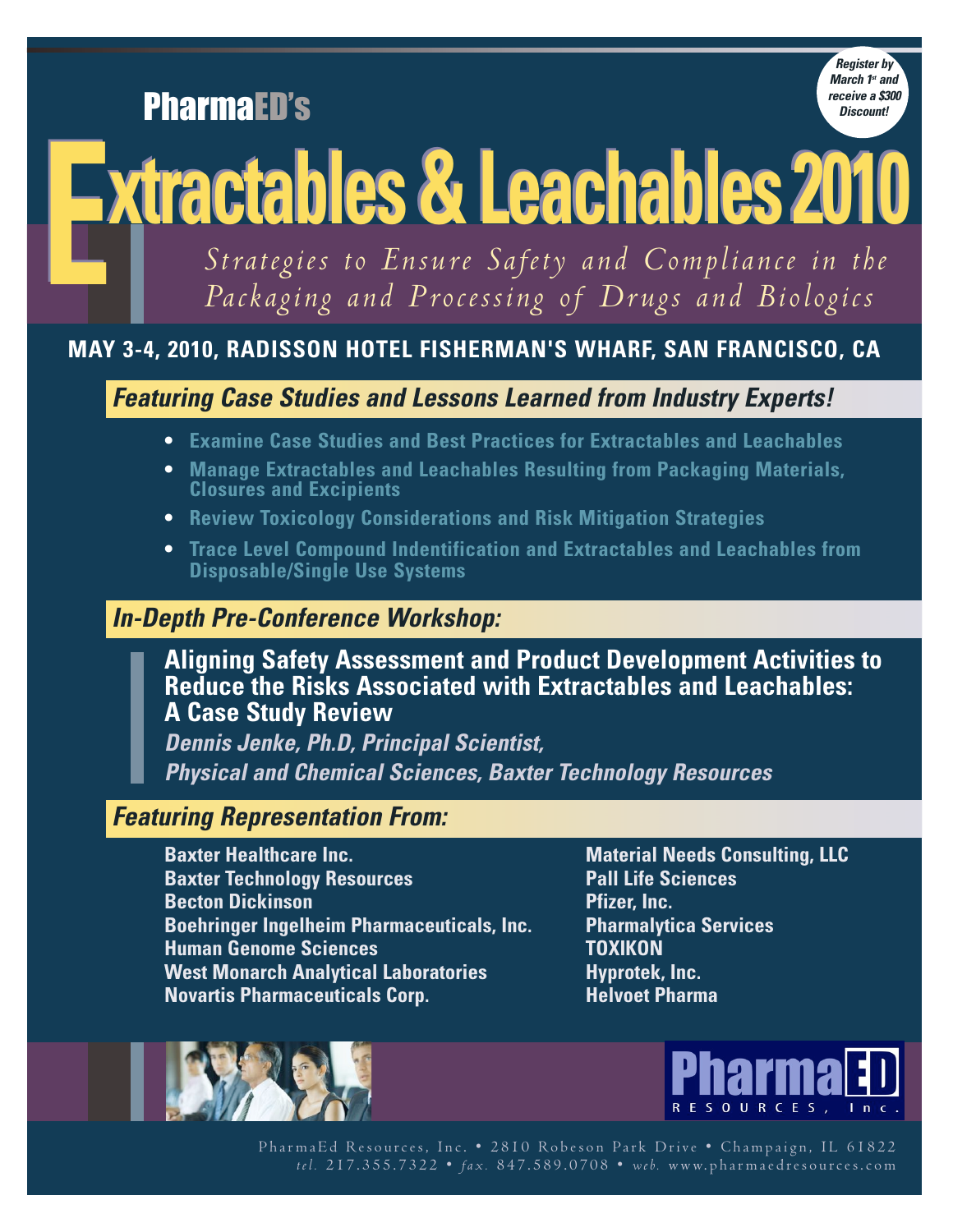PharmaED's

*Register by March 1st and receive a $300 Discount!*

# Extractables & Leachables 2010

*Strategies to Ensure Safety and Compliance in the Packaging and Processing of Drugs and Biologics*

**MAY 3-4, 2010, RADISSON HOTEL FISHERMAN'S WHARF, SAN FRANCISCO, CA**

## *Featuring Case Studies and Lessons Learned from Industry Experts!*

- **Examine Case Studies and Best Practices for Extractables and Leachables**
- **Manage Extractables and Leachables Resulting from Packaging Materials, Closures and Excipients**
- **Review Toxicology Considerations and Risk Mitigation Strategies**
- **Trace Level Compound Indentification and Extractables and Leachables from Disposable/Single Use Systems**

## *In-Depth Pre-Conference Workshop:*

**Aligning Safety Assessment and Product Development Activities to Reduce the Risks Associated with Extractables and Leachables: A Case Study Review**

***Dennis Jenke, Ph.D, Principal Scientist, Physical and Chemical Sciences, Baxter Technology Resources***

## *Featuring Representation From:*

**Baxter Healthcare Inc.**
**Baxter Technology Resources**
**Becton Dickinson**
**Boehringer Ingelheim Pharmaceuticals, Inc.**
**Human Genome Sciences**
**West Monarch Analytical Laboratories**
**Novartis Pharmaceuticals Corp.**
**Material Needs Consulting, LLC**
**Pall Life Sciences**
**Pfizer, Inc.**
**Pharmalytica Services**
**TOXIKON**
**Hyprotek, Inc.**
**Helvoet Pharma**

PharmaED RESOURCES, Inc.

PharmaEd Resources, Inc. • 2810 Robeson Park Drive • Champaign, IL 61822
*tel.* 217.355.7322 • *fax.* 847.589.0708 • *web.* www.pharmaedresources.com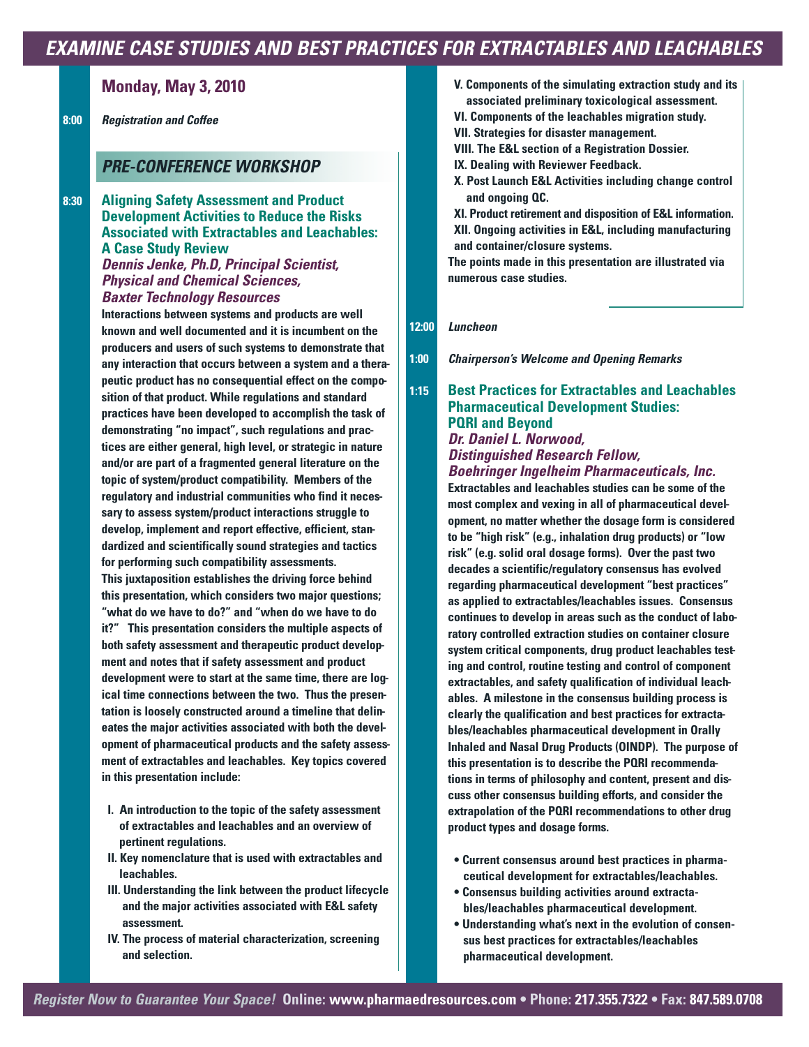# EXAMINE CASE STUDIES AND BEST PRACTICES FOR EXTRACTABLES AND LEACHABLES

## Monday, May 3, 2010

**8:00** *Registration and Coffee*

## PRE-CONFERENCE WORKSHOP

**8:30** **Aligning Safety Assessment and Product Development Activities to Reduce the Risks Associated with Extractables and Leachables: A Case Study Review**

***Dennis Jenke, Ph.D, Principal Scientist, Physical and Chemical Sciences, Baxter Technology Resources***

Interactions between systems and products are well known and well documented and it is incumbent on the producers and users of such systems to demonstrate that any interaction that occurs between a system and a therapeutic product has no consequential effect on the composition of that product. While regulations and standard practices have been developed to accomplish the task of demonstrating "no impact", such regulations and practices are either general, high level, or strategic in nature and/or are part of a fragmented general literature on the topic of system/product compatibility. Members of the regulatory and industrial communities who find it necessary to assess system/product interactions struggle to develop, implement and report effective, efficient, standardized and scientifically sound strategies and tactics for performing such compatibility assessments.

This juxtaposition establishes the driving force behind this presentation, which considers two major questions; "what do we have to do?" and "when do we have to do it?" This presentation considers the multiple aspects of both safety assessment and therapeutic product development and notes that if safety assessment and product development were to start at the same time, there are logical time connections between the two. Thus the presentation is loosely constructed around a timeline that delineates the major activities associated with both the development of pharmaceutical products and the safety assessment of extractables and leachables. Key topics covered in this presentation include:

- I. An introduction to the topic of the safety assessment of extractables and leachables and an overview of pertinent regulations.
- II. Key nomenclature that is used with extractables and leachables.
- III. Understanding the link between the product lifecycle and the major activities associated with E&L safety assessment.
- IV. The process of material characterization, screening and selection.
- V. Components of the simulating extraction study and its associated preliminary toxicological assessment.
- VI. Components of the leachables migration study.
- VII. Strategies for disaster management.
- VIII. The E&L section of a Registration Dossier.
- IX. Dealing with Reviewer Feedback.
- X. Post Launch E&L Activities including change control and ongoing QC.
- XI. Product retirement and disposition of E&L information.
- XII. Ongoing activities in E&L, including manufacturing and container/closure systems.

The points made in this presentation are illustrated via numerous case studies.

**12:00** *Luncheon*

**1:00** *Chairperson's Welcome and Opening Remarks*

**1:15** **Best Practices for Extractables and Leachables Pharmaceutical Development Studies: PQRI and Beyond**

***Dr. Daniel L. Norwood, Distinguished Research Fellow, Boehringer Ingelheim Pharmaceuticals, Inc.***

Extractables and leachables studies can be some of the most complex and vexing in all of pharmaceutical development, no matter whether the dosage form is considered to be "high risk" (e.g., inhalation drug products) or "low risk" (e.g. solid oral dosage forms). Over the past two decades a scientific/regulatory consensus has evolved regarding pharmaceutical development "best practices" as applied to extractables/leachables issues. Consensus continues to develop in areas such as the conduct of laboratory controlled extraction studies on container closure system critical components, drug product leachables testing and control, routine testing and control of component extractables, and safety qualification of individual leachables. A milestone in the consensus building process is clearly the qualification and best practices for extractables/leachables pharmaceutical development in Orally Inhaled and Nasal Drug Products (OINDP). The purpose of this presentation is to describe the PQRI recommendations in terms of philosophy and content, present and discuss other consensus building efforts, and consider the extrapolation of the PQRI recommendations to other drug product types and dosage forms.

- Current consensus around best practices in pharmaceutical development for extractables/leachables.
- Consensus building activities around extractables/leachables pharmaceutical development.
- Understanding what's next in the evolution of consensus best practices for extractables/leachables pharmaceutical development.

*Register Now to Guarantee Your Space!* **Online: www.pharmaedresources.com • Phone: 217.355.7322 • Fax: 847.589.0708**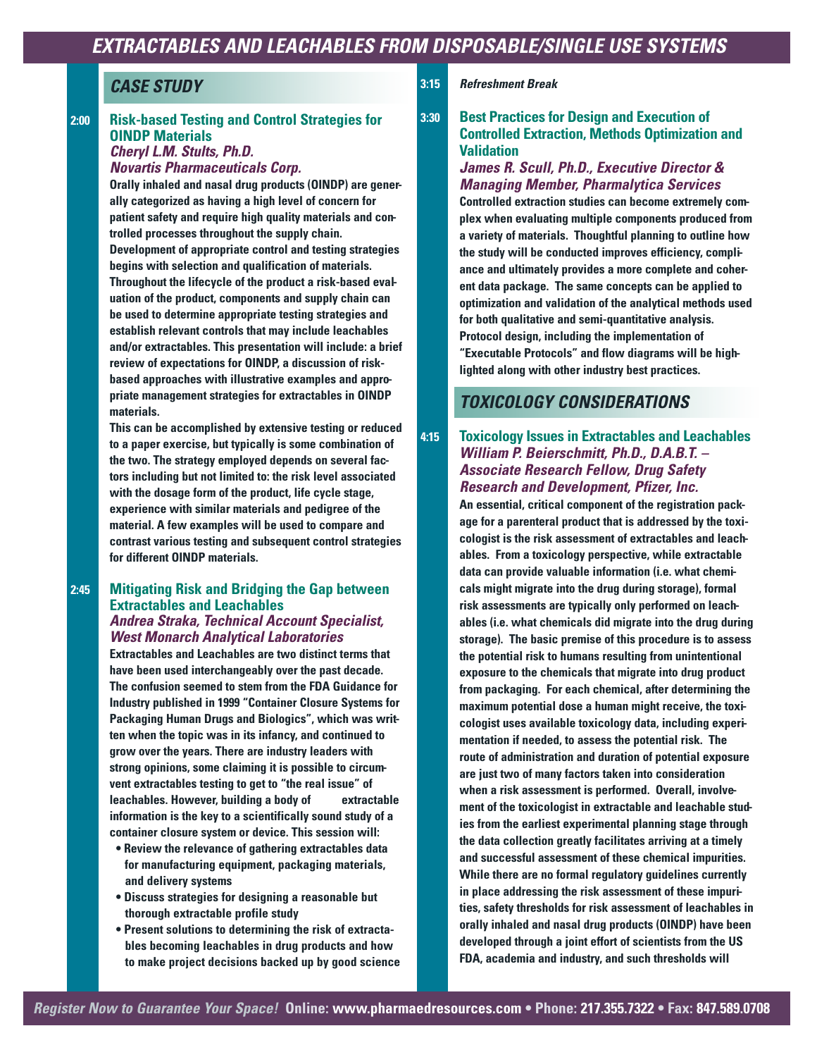# EXTRACTABLES AND LEACHABLES FROM DISPOSABLE/SINGLE USE SYSTEMS

## CASE STUDY

**2:00** **Risk-based Testing and Control Strategies for OINDP Materials**
*Cheryl L.M. Stults, Ph.D.*
*Novartis Pharmaceuticals Corp.*

Orally inhaled and nasal drug products (OINDP) are generally categorized as having a high level of concern for patient safety and require high quality materials and controlled processes throughout the supply chain. Development of appropriate control and testing strategies begins with selection and qualification of materials. Throughout the lifecycle of the product a risk-based evaluation of the product, components and supply chain can be used to determine appropriate testing strategies and establish relevant controls that may include leachables and/or extractables. This presentation will include: a brief review of expectations for OINDP, a discussion of risk-based approaches with illustrative examples and appropriate management strategies for extractables in OINDP materials.

This can be accomplished by extensive testing or reduced to a paper exercise, but typically is some combination of the two. The strategy employed depends on several factors including but not limited to: the risk level associated with the dosage form of the product, life cycle stage, experience with similar materials and pedigree of the material. A few examples will be used to compare and contrast various testing and subsequent control strategies for different OINDP materials.

**2:45** **Mitigating Risk and Bridging the Gap between Extractables and Leachables**
*Andrea Straka, Technical Account Specialist, West Monarch Analytical Laboratories*

Extractables and Leachables are two distinct terms that have been used interchangeably over the past decade. The confusion seemed to stem from the FDA Guidance for Industry published in 1999 "Container Closure Systems for Packaging Human Drugs and Biologics", which was written when the topic was in its infancy, and continued to grow over the years. There are industry leaders with strong opinions, some claiming it is possible to circumvent extractables testing to get to "the real issue" of leachables. However, building a body of extractable information is the key to a scientifically sound study of a container closure system or device. This session will:

- Review the relevance of gathering extractables data for manufacturing equipment, packaging materials, and delivery systems
- Discuss strategies for designing a reasonable but thorough extractable profile study
- Present solutions to determining the risk of extractables becoming leachables in drug products and how to make project decisions backed up by good science

**3:15** *Refreshment Break*

**3:30** **Best Practices for Design and Execution of Controlled Extraction, Methods Optimization and Validation**
*James R. Scull, Ph.D., Executive Director & Managing Member, Pharmalytica Services*

Controlled extraction studies can become extremely complex when evaluating multiple components produced from a variety of materials. Thoughtful planning to outline how the study will be conducted improves efficiency, compliance and ultimately provides a more complete and coherent data package. The same concepts can be applied to optimization and validation of the analytical methods used for both qualitative and semi-quantitative analysis. Protocol design, including the implementation of "Executable Protocols" and flow diagrams will be highlighted along with other industry best practices.

## TOXICOLOGY CONSIDERATIONS

**4:15** **Toxicology Issues in Extractables and Leachables**
*William P. Beierschmitt, Ph.D., D.A.B.T. – Associate Research Fellow, Drug Safety Research and Development, Pfizer, Inc.*

An essential, critical component of the registration package for a parenteral product that is addressed by the toxicologist is the risk assessment of extractables and leachables. From a toxicology perspective, while extractable data can provide valuable information (i.e. what chemicals might migrate into the drug during storage), formal risk assessments are typically only performed on leachables (i.e. what chemicals did migrate into the drug during storage). The basic premise of this procedure is to assess the potential risk to humans resulting from unintentional exposure to the chemicals that migrate into drug product from packaging. For each chemical, after determining the maximum potential dose a human might receive, the toxicologist uses available toxicology data, including experimentation if needed, to assess the potential risk. The route of administration and duration of potential exposure are just two of many factors taken into consideration when a risk assessment is performed. Overall, involvement of the toxicologist in extractable and leachable studies from the earliest experimental planning stage through the data collection greatly facilitates arriving at a timely and successful assessment of these chemical impurities. While there are no formal regulatory guidelines currently in place addressing the risk assessment of these impurities, safety thresholds for risk assessment of leachables in orally inhaled and nasal drug products (OINDP) have been developed through a joint effort of scientists from the US FDA, academia and industry, and such thresholds will

*Register Now to Guarantee Your Space!* **Online: www.pharmaedresources.com • Phone: 217.355.7322 • Fax: 847.589.0708**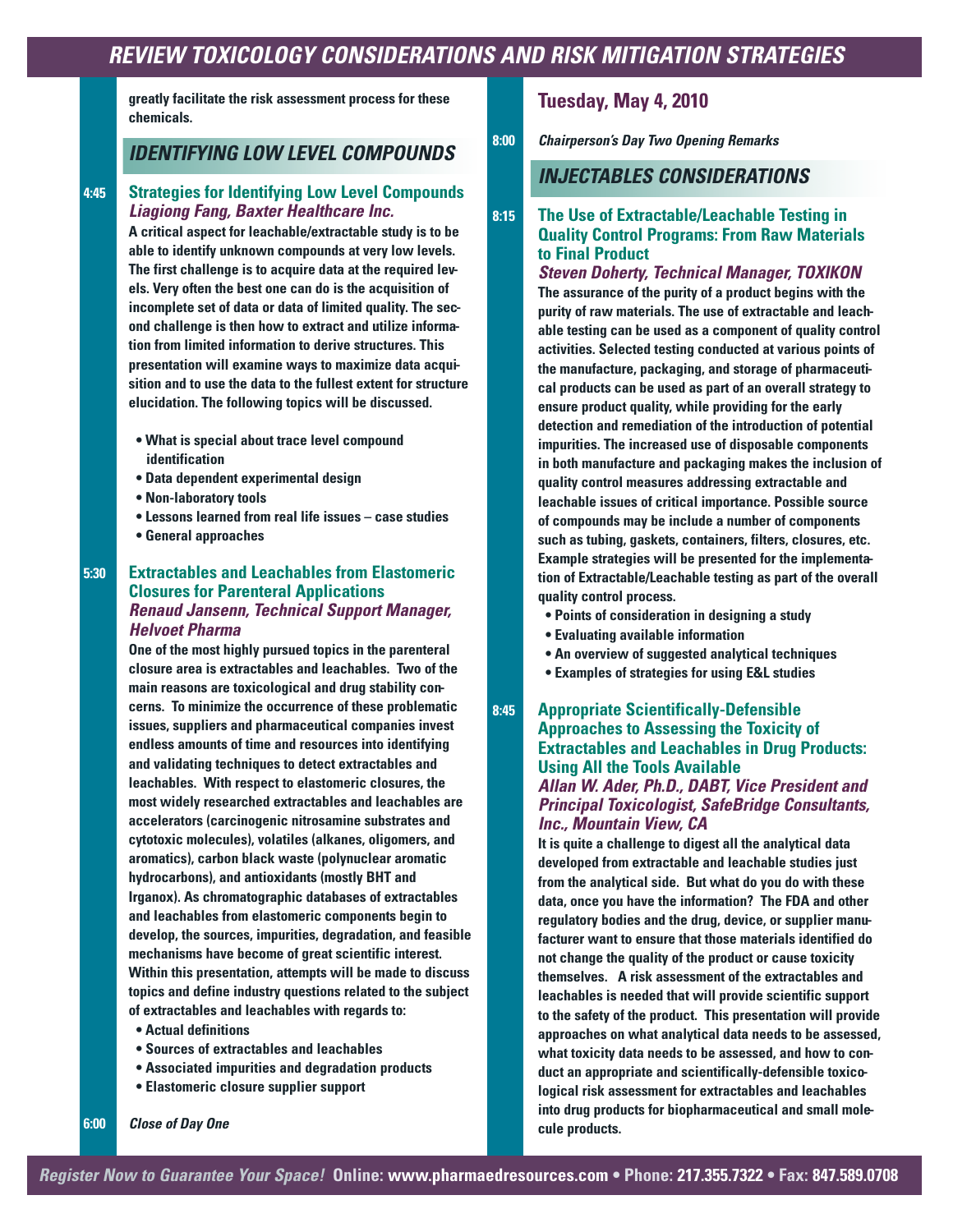greatly facilitate the risk assessment process for these chemicals.

## IDENTIFYING LOW LEVEL COMPOUNDS

**4:45** **Strategies for Identifying Low Level Compounds**
***Liagiong Fang, Baxter Healthcare Inc.***

A critical aspect for leachable/extractable study is to be able to identify unknown compounds at very low levels. The first challenge is to acquire data at the required levels. Very often the best one can do is the acquisition of incomplete set of data or data of limited quality. The second challenge is then how to extract and utilize information from limited information to derive structures. This presentation will examine ways to maximize data acquisition and to use the data to the fullest extent for structure elucidation. The following topics will be discussed.

- What is special about trace level compound identification
- Data dependent experimental design
- Non-laboratory tools
- Lessons learned from real life issues – case studies
- General approaches

**5:30** **Extractables and Leachables from Elastomeric Closures for Parenteral Applications**
***Renaud Jansenn, Technical Support Manager, Helvoet Pharma***

One of the most highly pursued topics in the parenteral closure area is extractables and leachables. Two of the main reasons are toxicological and drug stability concerns. To minimize the occurrence of these problematic issues, suppliers and pharmaceutical companies invest endless amounts of time and resources into identifying and validating techniques to detect extractables and leachables. With respect to elastomeric closures, the most widely researched extractables and leachables are accelerators (carcinogenic nitrosamine substrates and cytotoxic molecules), volatiles (alkanes, oligomers, and aromatics), carbon black waste (polynuclear aromatic hydrocarbons), and antioxidants (mostly BHT and Irganox). As chromatographic databases of extractables and leachables from elastomeric components begin to develop, the sources, impurities, degradation, and feasible mechanisms have become of great scientific interest. Within this presentation, attempts will be made to discuss topics and define industry questions related to the subject of extractables and leachables with regards to:

- Actual definitions
- Sources of extractables and leachables
- Associated impurities and degradation products
- Elastomeric closure supplier support

**6:00** ***Close of Day One***

## Tuesday, May 4, 2010

**8:00** ***Chairperson's Day Two Opening Remarks***

## INJECTABLES CONSIDERATIONS

**8:15** **The Use of Extractable/Leachable Testing in Quality Control Programs: From Raw Materials to Final Product**
***Steven Doherty, Technical Manager, TOXIKON***

The assurance of the purity of a product begins with the purity of raw materials. The use of extractable and leachable testing can be used as a component of quality control activities. Selected testing conducted at various points of the manufacture, packaging, and storage of pharmaceutical products can be used as part of an overall strategy to ensure product quality, while providing for the early detection and remediation of the introduction of potential impurities. The increased use of disposable components in both manufacture and packaging makes the inclusion of quality control measures addressing extractable and leachable issues of critical importance. Possible source of compounds may be include a number of components such as tubing, gaskets, containers, filters, closures, etc. Example strategies will be presented for the implementation of Extractable/Leachable testing as part of the overall quality control process.

- Points of consideration in designing a study
- Evaluating available information
- An overview of suggested analytical techniques
- Examples of strategies for using E&L studies

**8:45** **Appropriate Scientifically-Defensible Approaches to Assessing the Toxicity of Extractables and Leachables in Drug Products: Using All the Tools Available**
***Allan W. Ader, Ph.D., DABT, Vice President and Principal Toxicologist, SafeBridge Consultants, Inc., Mountain View, CA***

It is quite a challenge to digest all the analytical data developed from extractable and leachable studies just from the analytical side. But what do you do with these data, once you have the information? The FDA and other regulatory bodies and the drug, device, or supplier manufacturer want to ensure that those materials identified do not change the quality of the product or cause toxicity themselves. A risk assessment of the extractables and leachables is needed that will provide scientific support to the safety of the product. This presentation will provide approaches on what analytical data needs to be assessed, what toxicity data needs to be assessed, and how to conduct an appropriate and scientifically-defensible toxicological risk assessment for extractables and leachables into drug products for biopharmaceutical and small molecule products.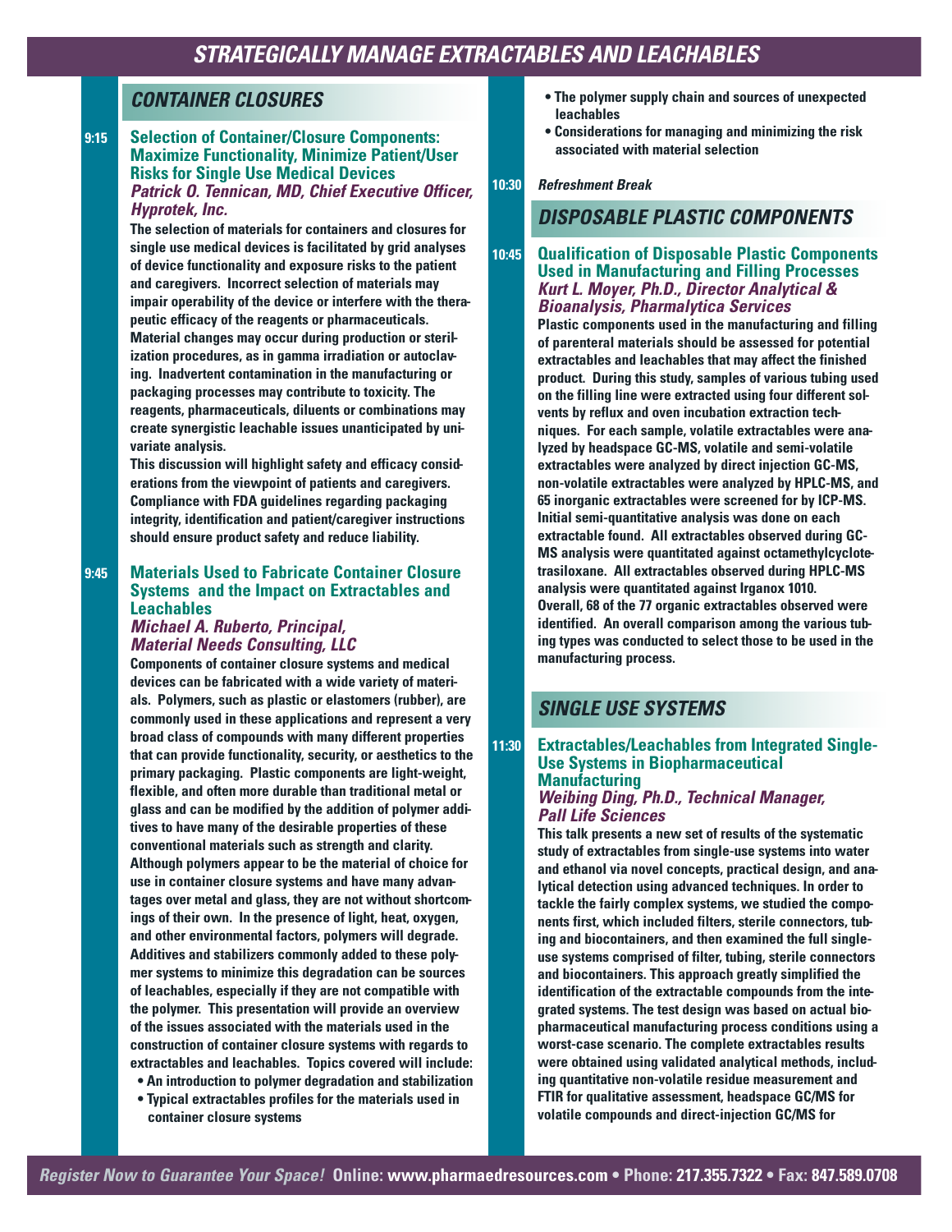# STRATEGICALLY MANAGE EXTRACTABLES AND LEACHABLES

## CONTAINER CLOSURES

**9:15** **Selection of Container/Closure Components: Maximize Functionality, Minimize Patient/User Risks for Single Use Medical Devices**
***Patrick O. Tennican, MD, Chief Executive Officer, Hyprotek, Inc.***

The selection of materials for containers and closures for single use medical devices is facilitated by grid analyses of device functionality and exposure risks to the patient and caregivers. Incorrect selection of materials may impair operability of the device or interfere with the therapeutic efficacy of the reagents or pharmaceuticals. Material changes may occur during production or sterilization procedures, as in gamma irradiation or autoclaving. Inadvertent contamination in the manufacturing or packaging processes may contribute to toxicity. The reagents, pharmaceuticals, diluents or combinations may create synergistic leachable issues unanticipated by univariate analysis.

This discussion will highlight safety and efficacy considerations from the viewpoint of patients and caregivers. Compliance with FDA guidelines regarding packaging integrity, identification and patient/caregiver instructions should ensure product safety and reduce liability.

**9:45** **Materials Used to Fabricate Container Closure Systems and the Impact on Extractables and Leachables**
***Michael A. Ruberto, Principal, Material Needs Consulting, LLC***

Components of container closure systems and medical devices can be fabricated with a wide variety of materials. Polymers, such as plastic or elastomers (rubber), are commonly used in these applications and represent a very broad class of compounds with many different properties that can provide functionality, security, or aesthetics to the primary packaging. Plastic components are light-weight, flexible, and often more durable than traditional metal or glass and can be modified by the addition of polymer additives to have many of the desirable properties of these conventional materials such as strength and clarity. Although polymers appear to be the material of choice for use in container closure systems and have many advantages over metal and glass, they are not without shortcomings of their own. In the presence of light, heat, oxygen, and other environmental factors, polymers will degrade. Additives and stabilizers commonly added to these polymer systems to minimize this degradation can be sources of leachables, especially if they are not compatible with the polymer. This presentation will provide an overview of the issues associated with the materials used in the construction of container closure systems with regards to extractables and leachables. Topics covered will include:

- An introduction to polymer degradation and stabilization
- Typical extractables profiles for the materials used in container closure systems
- The polymer supply chain and sources of unexpected leachables
- Considerations for managing and minimizing the risk associated with material selection

**10:30** *Refreshment Break*

## DISPOSABLE PLASTIC COMPONENTS

**10:45** **Qualification of Disposable Plastic Components Used in Manufacturing and Filling Processes**
***Kurt L. Moyer, Ph.D., Director Analytical & Bioanalysis, Pharmalytica Services***

Plastic components used in the manufacturing and filling of parenteral materials should be assessed for potential extractables and leachables that may affect the finished product. During this study, samples of various tubing used on the filling line were extracted using four different solvents by reflux and oven incubation extraction techniques. For each sample, volatile extractables were analyzed by headspace GC-MS, volatile and semi-volatile extractables were analyzed by direct injection GC-MS, non-volatile extractables were analyzed by HPLC-MS, and 65 inorganic extractables were screened for by ICP-MS. Initial semi-quantitative analysis was done on each extractable found. All extractables observed during GC-MS analysis were quantitated against octamethylcyclotetrasiloxane. All extractables observed during HPLC-MS analysis were quantitated against Irganox 1010. Overall, 68 of the 77 organic extractables observed were identified. An overall comparison among the various tubing types was conducted to select those to be used in the manufacturing process.

## SINGLE USE SYSTEMS

**11:30** **Extractables/Leachables from Integrated Single-Use Systems in Biopharmaceutical Manufacturing**
***Weibing Ding, Ph.D., Technical Manager, Pall Life Sciences***

This talk presents a new set of results of the systematic study of extractables from single-use systems into water and ethanol via novel concepts, practical design, and analytical detection using advanced techniques. In order to tackle the fairly complex systems, we studied the components first, which included filters, sterile connectors, tubing and biocontainers, and then examined the full single-use systems comprised of filter, tubing, sterile connectors and biocontainers. This approach greatly simplified the identification of the extractable compounds from the integrated systems. The test design was based on actual biopharmaceutical manufacturing process conditions using a worst-case scenario. The complete extractables results were obtained using validated analytical methods, including quantitative non-volatile residue measurement and FTIR for qualitative assessment, headspace GC/MS for volatile compounds and direct-injection GC/MS for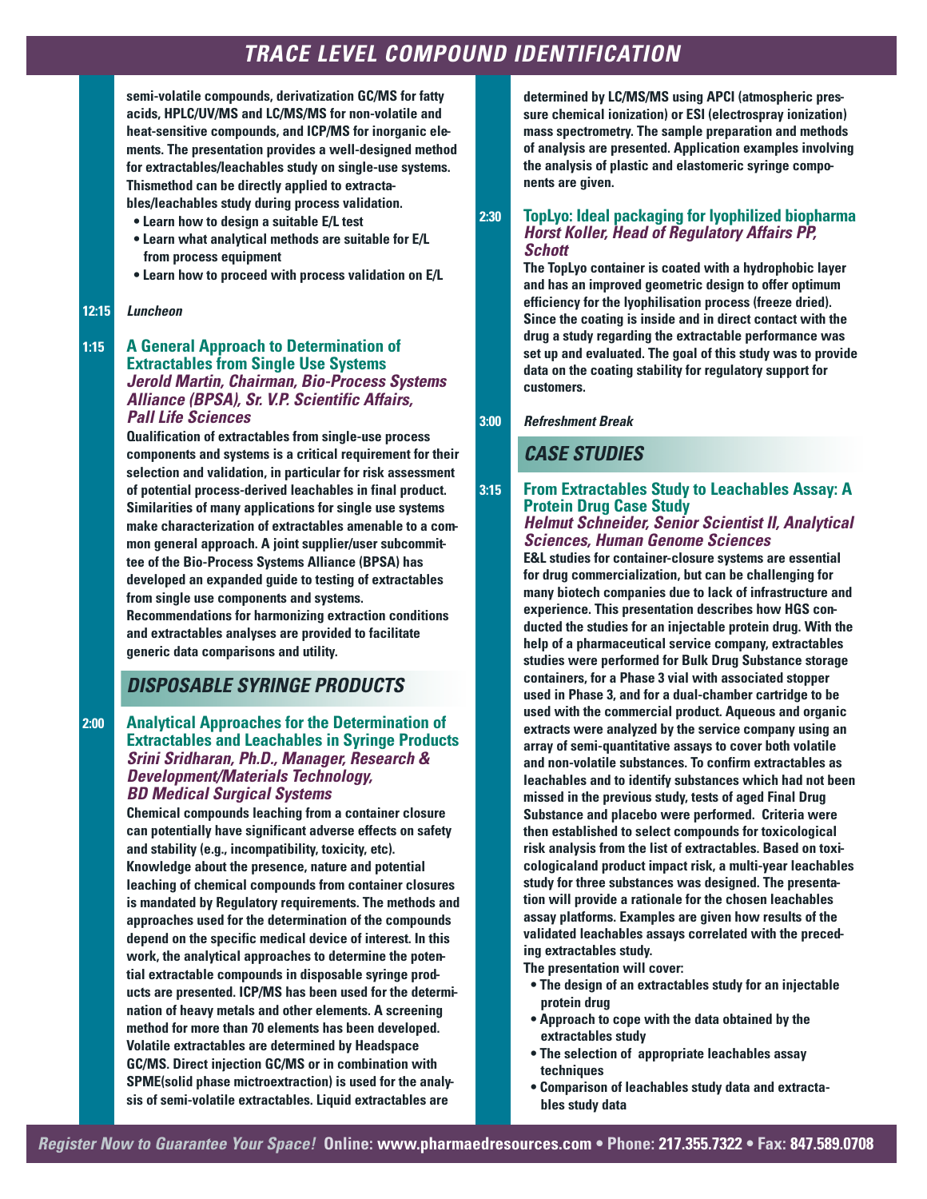semi-volatile compounds, derivatization GC/MS for fatty acids, HPLC/UV/MS and LC/MS/MS for non-volatile and heat-sensitive compounds, and ICP/MS for inorganic elements. The presentation provides a well-designed method for extractables/leachables study on single-use systems. Thismethod can be directly applied to extractables/leachables study during process validation.

- Learn how to design a suitable E/L test
- Learn what analytical methods are suitable for E/L from process equipment
- Learn how to proceed with process validation on E/L

**12:15** *Luncheon*

**1:15** **A General Approach to Determination of Extractables from Single Use Systems**
***Jerold Martin, Chairman, Bio-Process Systems Alliance (BPSA), Sr. V.P. Scientific Affairs, Pall Life Sciences***

Qualification of extractables from single-use process components and systems is a critical requirement for their selection and validation, in particular for risk assessment of potential process-derived leachables in final product. Similarities of many applications for single use systems make characterization of extractables amenable to a common general approach. A joint supplier/user subcommittee of the Bio-Process Systems Alliance (BPSA) has developed an expanded guide to testing of extractables from single use components and systems. Recommendations for harmonizing extraction conditions and extractables analyses are provided to facilitate generic data comparisons and utility.

## DISPOSABLE SYRINGE PRODUCTS

**2:00** **Analytical Approaches for the Determination of Extractables and Leachables in Syringe Products**
***Srini Sridharan, Ph.D., Manager, Research & Development/Materials Technology, BD Medical Surgical Systems***

Chemical compounds leaching from a container closure can potentially have significant adverse effects on safety and stability (e.g., incompatibility, toxicity, etc). Knowledge about the presence, nature and potential leaching of chemical compounds from container closures is mandated by Regulatory requirements. The methods and approaches used for the determination of the compounds depend on the specific medical device of interest. In this work, the analytical approaches to determine the potential extractable compounds in disposable syringe products are presented. ICP/MS has been used for the determination of heavy metals and other elements. A screening method for more than 70 elements has been developed. Volatile extractables are determined by Headspace GC/MS. Direct injection GC/MS or in combination with SPME(solid phase microextraction) is used for the analysis of semi-volatile extractables. Liquid extractables are determined by LC/MS/MS using APCI (atmospheric pressure chemical ionization) or ESI (electrospray ionization) mass spectrometry. The sample preparation and methods of analysis are presented. Application examples involving the analysis of plastic and elastomeric syringe components are given.

**2:30** **TopLyo: Ideal packaging for lyophilized biopharma**
***Horst Koller, Head of Regulatory Affairs PP, Schott***

The TopLyo container is coated with a hydrophobic layer and has an improved geometric design to offer optimum efficiency for the lyophilisation process (freeze dried). Since the coating is inside and in direct contact with the drug a study regarding the extractable performance was set up and evaluated. The goal of this study was to provide data on the coating stability for regulatory support for customers.

**3:00** *Refreshment Break*

## CASE STUDIES

**3:15** **From Extractables Study to Leachables Assay: A Protein Drug Case Study**
***Helmut Schneider, Senior Scientist II, Analytical Sciences, Human Genome Sciences***

E&L studies for container-closure systems are essential for drug commercialization, but can be challenging for many biotech companies due to lack of infrastructure and experience. This presentation describes how HGS conducted the studies for an injectable protein drug. With the help of a pharmaceutical service company, extractables studies were performed for Bulk Drug Substance storage containers, for a Phase 3 vial with associated stopper used in Phase 3, and for a dual-chamber cartridge to be used with the commercial product. Aqueous and organic extracts were analyzed by the service company using an array of semi-quantitative assays to cover both volatile and non-volatile substances. To confirm extractables as leachables and to identify substances which had not been missed in the previous study, tests of aged Final Drug Substance and placebo were performed. Criteria were then established to select compounds for toxicological risk analysis from the list of extractables. Based on toxicologicaland product impact risk, a multi-year leachables study for three substances was designed. The presentation will provide a rationale for the chosen leachables assay platforms. Examples are given how results of the validated leachables assays correlated with the preceding extractables study.

The presentation will cover:

- The design of an extractables study for an injectable protein drug
- Approach to cope with the data obtained by the extractables study
- The selection of appropriate leachables assay techniques
- Comparison of leachables study data and extractables study data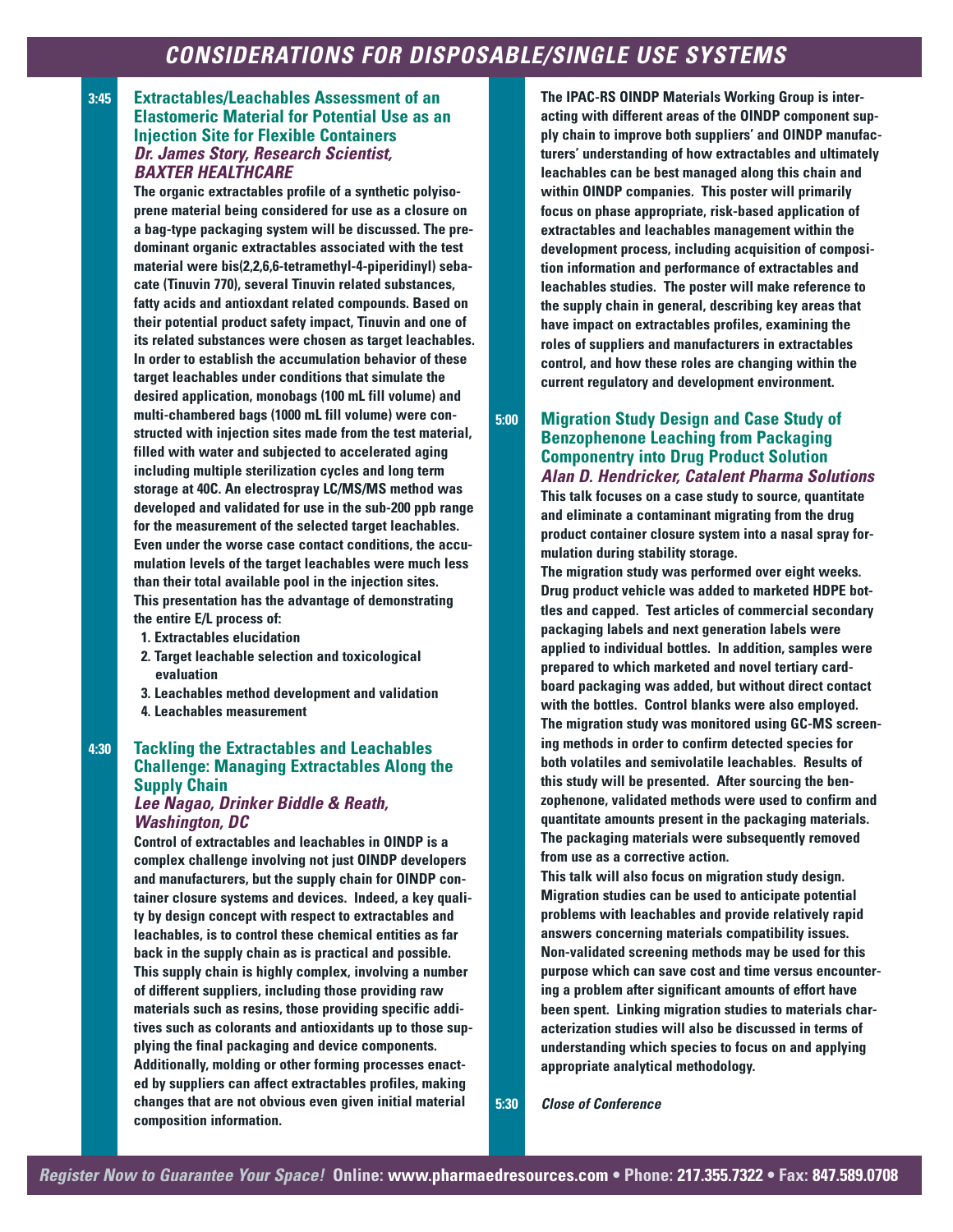# CONSIDERATIONS FOR DISPOSABLE/SINGLE USE SYSTEMS

**3:45**

### Extractables/Leachables Assessment of an Elastomeric Material for Potential Use as an Injection Site for Flexible Containers

***Dr. James Story, Research Scientist, BAXTER HEALTHCARE***

The organic extractables profile of a synthetic polyisoprene material being considered for use as a closure on a bag-type packaging system will be discussed. The predominant organic extractables associated with the test material were bis(2,2,6,6-tetramethyl-4-piperidinyl) sebacate (Tinuvin 770), several Tinuvin related substances, fatty acids and antioxdant related compounds. Based on their potential product safety impact, Tinuvin and one of its related substances were chosen as target leachables. In order to establish the accumulation behavior of these target leachables under conditions that simulate the desired application, monobags (100 mL fill volume) and multi-chambered bags (1000 mL fill volume) were constructed with injection sites made from the test material, filled with water and subjected to accelerated aging including multiple sterilization cycles and long term storage at 40C. An electrospray LC/MS/MS method was developed and validated for use in the sub-200 ppb range for the measurement of the selected target leachables. Even under the worse case contact conditions, the accumulation levels of the target leachables were much less than their total available pool in the injection sites. This presentation has the advantage of demonstrating the entire E/L process of:

1. Extractables elucidation
2. Target leachable selection and toxicological evaluation
3. Leachables method development and validation
4. Leachables measurement

**4:30**

### Tackling the Extractables and Leachables Challenge: Managing Extractables Along the Supply Chain

***Lee Nagao, Drinker Biddle & Reath, Washington, DC***

Control of extractables and leachables in OINDP is a complex challenge involving not just OINDP developers and manufacturers, but the supply chain for OINDP container closure systems and devices. Indeed, a key quality by design concept with respect to extractables and leachables, is to control these chemical entities as far back in the supply chain as is practical and possible. This supply chain is highly complex, involving a number of different suppliers, including those providing raw materials such as resins, those providing specific additives such as colorants and antioxidants up to those supplying the final packaging and device components. Additionally, molding or other forming processes enacted by suppliers can affect extractables profiles, making changes that are not obvious even given initial material composition information.

The IPAC-RS OINDP Materials Working Group is interacting with different areas of the OINDP component supply chain to improve both suppliers' and OINDP manufacturers' understanding of how extractables and ultimately leachables can be best managed along this chain and within OINDP companies. This poster will primarily focus on phase appropriate, risk-based application of extractables and leachables management within the development process, including acquisition of composition information and performance of extractables and leachables studies. The poster will make reference to the supply chain in general, describing key areas that have impact on extractables profiles, examining the roles of suppliers and manufacturers in extractables control, and how these roles are changing within the current regulatory and development environment.

**5:00**

### Migration Study Design and Case Study of Benzophenone Leaching from Packaging Componentry into Drug Product Solution

***Alan D. Hendricker, Catalent Pharma Solutions***

This talk focuses on a case study to source, quantitate and eliminate a contaminant migrating from the drug product container closure system into a nasal spray formulation during stability storage.

The migration study was performed over eight weeks. Drug product vehicle was added to marketed HDPE bottles and capped. Test articles of commercial secondary packaging labels and next generation labels were applied to individual bottles. In addition, samples were prepared to which marketed and novel tertiary cardboard packaging was added, but without direct contact with the bottles. Control blanks were also employed. The migration study was monitored using GC-MS screening methods in order to confirm detected species for both volatiles and semivolatile leachables. Results of this study will be presented. After sourcing the benzophenone, validated methods were used to confirm and quantitate amounts present in the packaging materials. The packaging materials were subsequently removed from use as a corrective action.

This talk will also focus on migration study design. Migration studies can be used to anticipate potential problems with leachables and provide relatively rapid answers concerning materials compatibility issues. Non-validated screening methods may be used for this purpose which can save cost and time versus encountering a problem after significant amounts of effort have been spent. Linking migration studies to materials characterization studies will also be discussed in terms of understanding which species to focus on and applying appropriate analytical methodology.

**5:30** *Close of Conference*

*Register Now to Guarantee Your Space!* **Online: www.pharmaedresources.com • Phone: 217.355.7322 • Fax: 847.589.0708**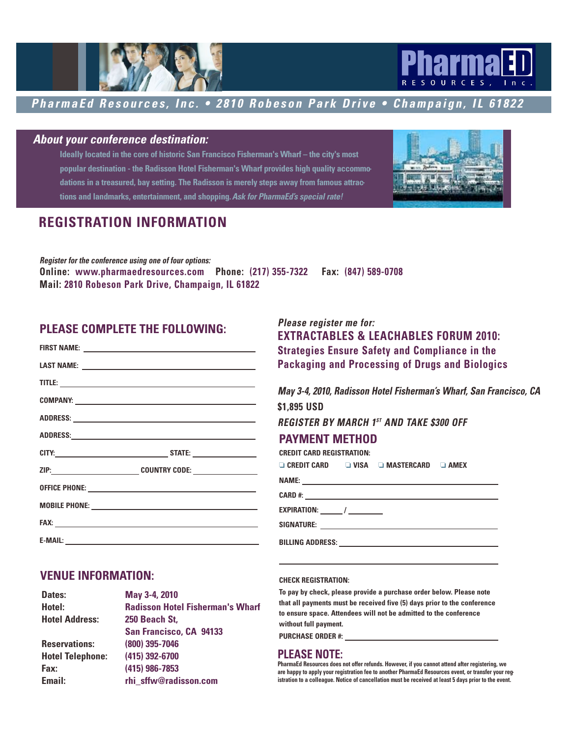PharmaED RESOURCES, Inc.

*PharmaEd Resources, Inc. • 2810 Robeson Park Drive • Champaign, IL 61822*

## *About your conference destination:*

Ideally located in the core of historic San Francisco Fisherman's Wharf – the city's most popular destination - the Radisson Hotel Fisherman's Wharf provides high quality accommodations in a treasured, bay setting. The Radisson is merely steps away from famous attractions and landmarks, entertainment, and shopping. *Ask for PharmaEd's special rate!*

# REGISTRATION INFORMATION

*Register for the conference using one of four options:*

**Online:** www.pharmaedresources.com **Phone:** (217) 355-7322 **Fax:** (847) 589-0708

**Mail:** 2810 Robeson Park Drive, Champaign, IL 61822

## PLEASE COMPLETE THE FOLLOWING:

FIRST NAME: ______________________

LAST NAME: ______________________

TITLE: ______________________

COMPANY: ______________________

ADDRESS: ______________________

ADDRESS: ______________________

CITY: ______________ STATE: ______________

ZIP: ______________ COUNTRY CODE: ______________

OFFICE PHONE: ______________________

MOBILE PHONE: ______________________

FAX: ______________________

E-MAIL: ______________________

*Please register me for:*

## EXTRACTABLES & LEACHABLES FORUM 2010: Strategies Ensure Safety and Compliance in the Packaging and Processing of Drugs and Biologics

*May 3-4, 2010, Radisson Hotel Fisherman's Wharf, San Francisco, CA*

**$1,895 USD**

*REGISTER BY MARCH 1ST AND TAKE $300 OFF*

## PAYMENT METHOD

**CREDIT CARD REGISTRATION:**

❑ CREDIT CARD ❑ VISA ❑ MASTERCARD ❑ AMEX

NAME: ______________________

CARD #: ______________________

EXPIRATION: ______ / ________

SIGNATURE: ______________________

BILLING ADDRESS: ______________________

______________________

**CHECK REGISTRATION:**

To pay by check, please provide a purchase order below. Please note that all payments must be received five (5) days prior to the conference to ensure space. Attendees will not be admitted to the conference without full payment.

PURCHASE ORDER #: ______________________

## VENUE INFORMATION:

| | |
|---|---|
| **Dates:** | May 3-4, 2010 |
| **Hotel:** | Radisson Hotel Fisherman's Wharf |
| **Hotel Address:** | 250 Beach St, San Francisco, CA 94133 |
| **Reservations:** | (800) 395-7046 |
| **Hotel Telephone:** | (415) 392-6700 |
| **Fax:** | (415) 986-7853 |
| **Email:** | rhi_sffw@radisson.com |

## PLEASE NOTE:

PharmaEd Resources does not offer refunds. However, if you cannot attend after registering, we are happy to apply your registration fee to another PharmaEd Resources event, or transfer your registration to a colleague. Notice of cancellation must be received at least 5 days prior to the event.